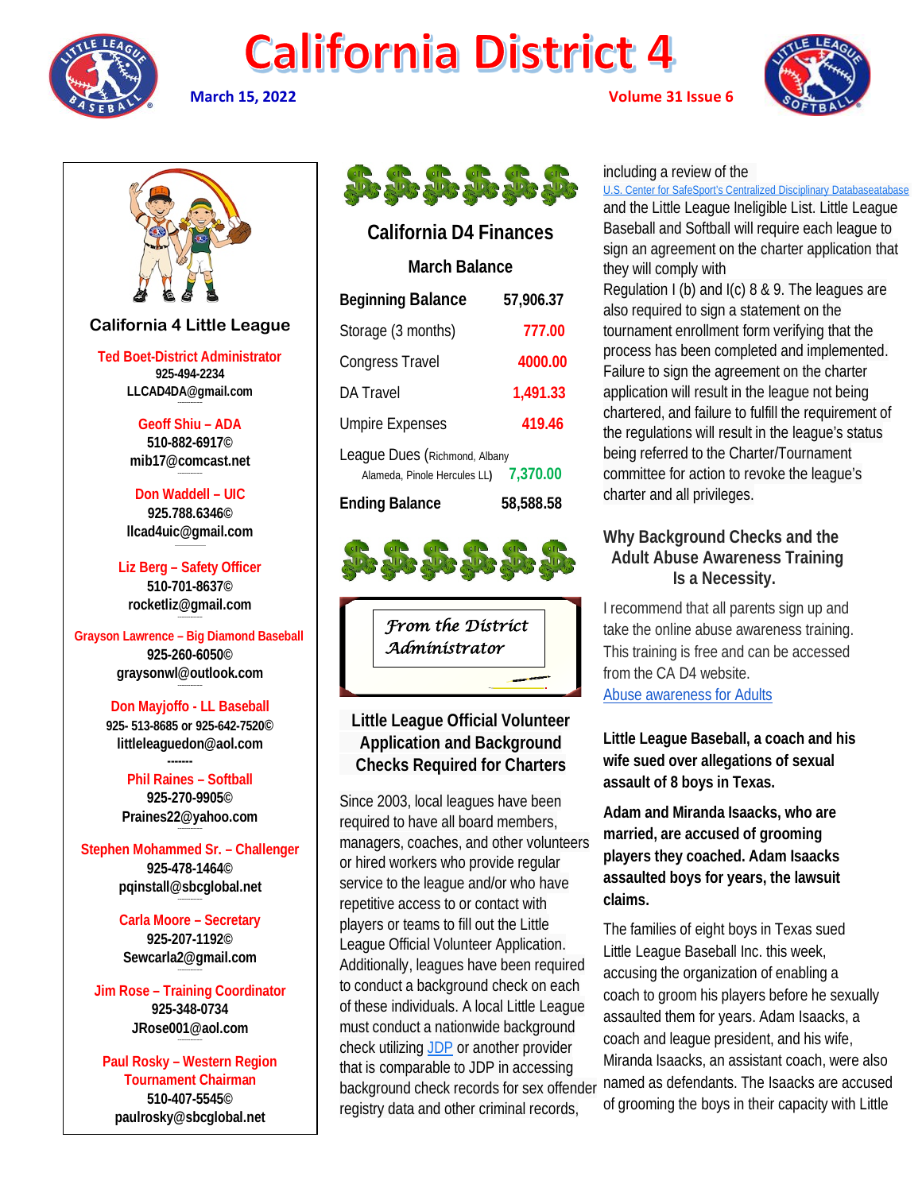# California District 4

**March 15, 2022** | **Volume 31 Issue 6**

## California 4 Little League

**Ted Boet-District Administrator**
925-494-2234
LLCAD4DA@gmail.com

**Geoff Shiu – ADA**
510-882-6917©
mib17@comcast.net

**Don Waddell – UIC**
925.788.6346©
llcad4uic@gmail.com

**Liz Berg – Safety Officer**
510-701-8637©
rocketliz@gmail.com

**Grayson Lawrence – Big Diamond Baseball**
925-260-6050©
graysonwl@outlook.com

**Don Mayjoffo - LL Baseball**
925- 513-8685 or 925-642-7520©
littleleaguedon@aol.com

-------

**Phil Raines – Softball**
925-270-9905©
Praines22@yahoo.com

**Stephen Mohammed Sr. – Challenger**
925-478-1464©
pqinstall@sbcglobal.net

**Carla Moore – Secretary**
925-207-1192©
Sewcarla2@gmail.com

**Jim Rose – Training Coordinator**
925-348-0734
JRose001@aol.com

**Paul Rosky – Western Region Tournament Chairman**
510-407-5545©
paulrosky@sbcglobal.net

## California D4 Finances

### March Balance

| | |
|---|---|
| **Beginning Balance** | **57,906.37** |
| Storage (3 months) | 777.00 |
| Congress Travel | 4000.00 |
| DA Travel | 1,491.33 |
| Umpire Expenses | 419.46 |
| League Dues (Richmond, Albany Alameda, Pinole Hercules LL) | 7,370.00 |
| **Ending Balance** | **58,588.58** |

*From the District Administrator*

## Little League Official Volunteer Application and Background Checks Required for Charters

Since 2003, local leagues have been required to have all board members, managers, coaches, and other volunteers or hired workers who provide regular service to the league and/or who have repetitive access to or contact with players or teams to fill out the Little League Official Volunteer Application. Additionally, leagues have been required to conduct a background check on each of these individuals. A local Little League must conduct a nationwide background check utilizing JDP or another provider that is comparable to JDP in accessing background check records for sex offender registry data and other criminal records, including a review of the U.S. Center for SafeSport's Centralized Disciplinary Databaseatabase and the Little League Ineligible List. Little League Baseball and Softball will require each league to sign an agreement on the charter application that they will comply with Regulation I (b) and I(c) 8 & 9. The leagues are also required to sign a statement on the tournament enrollment form verifying that the process has been completed and implemented. Failure to sign the agreement on the charter application will result in the league not being chartered, and failure to fulfill the requirement of the regulations will result in the league's status being referred to the Charter/Tournament committee for action to revoke the league's charter and all privileges.

## Why Background Checks and the Adult Abuse Awareness Training Is a Necessity.

I recommend that all parents sign up and take the online abuse awareness training. This training is free and can be accessed from the CA D4 website.
Abuse awareness for Adults

**Little League Baseball, a coach and his wife sued over allegations of sexual assault of 8 boys in Texas.**

**Adam and Miranda Isaacks, who are married, are accused of grooming players they coached. Adam Isaacks assaulted boys for years, the lawsuit claims.**

The families of eight boys in Texas sued Little League Baseball Inc. this week, accusing the organization of enabling a coach to groom his players before he sexually assaulted them for years. Adam Isaacks, a coach and league president, and his wife, Miranda Isaacks, an assistant coach, were also named as defendants. The Isaacs are accused of grooming the boys in their capacity with Little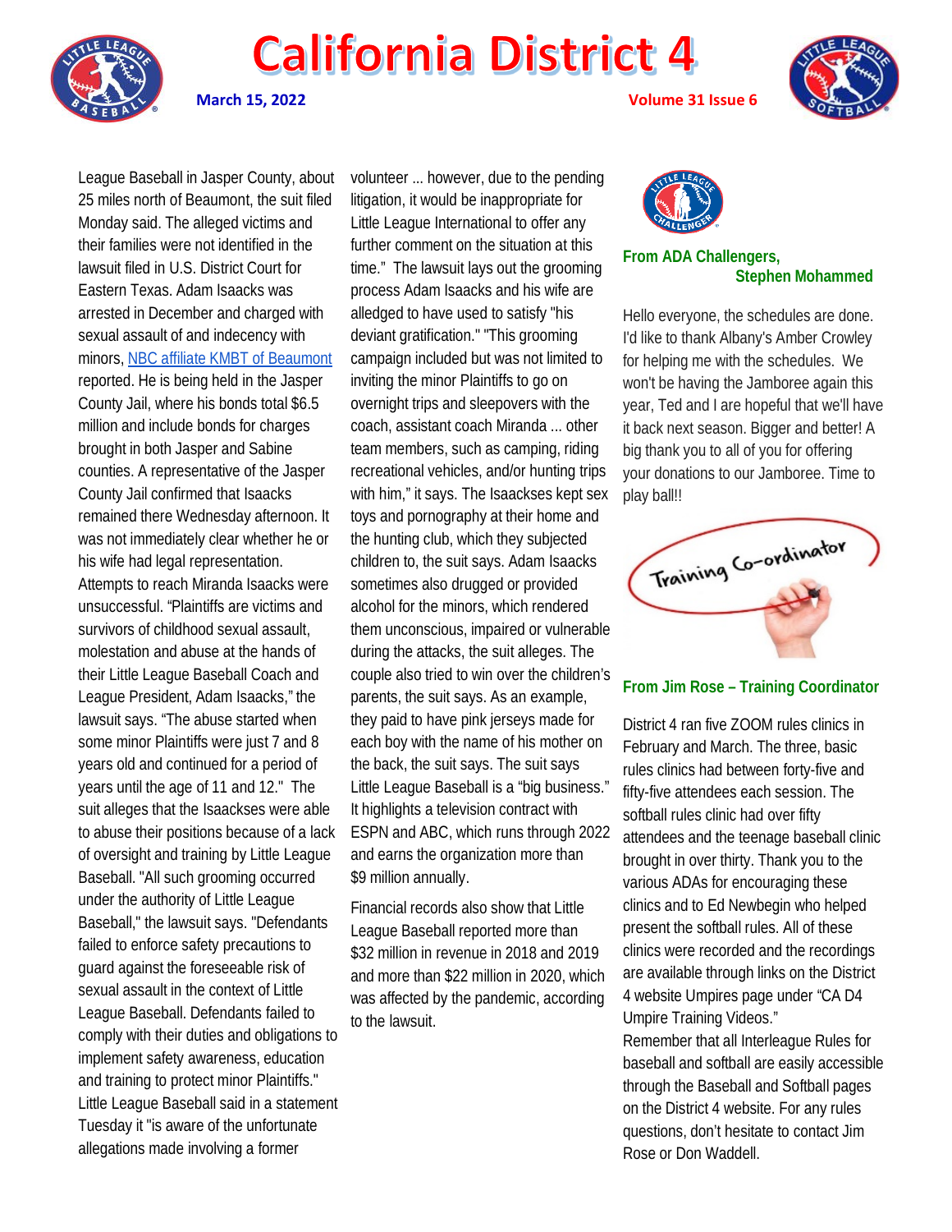League Baseball in Jasper County, about 25 miles north of Beaumont, the suit filed Monday said. The alleged victims and their families were not identified in the lawsuit filed in U.S. District Court for Eastern Texas. Adam Isaacks was arrested in December and charged with sexual assault of and indecency with minors, [NBC affiliate KMBT of Beaumont] reported. He is being held in the Jasper County Jail, where his bonds total $6.5 million and include bonds for charges brought in both Jasper and Sabine counties. A representative of the Jasper County Jail confirmed that Isaacks remained there Wednesday afternoon. It was not immediately clear whether he or his wife had legal representation. Attempts to reach Miranda Isaacks were unsuccessful. "Plaintiffs are victims and survivors of childhood sexual assault, molestation and abuse at the hands of their Little League Baseball Coach and League President, Adam Isaacks," the lawsuit says. "The abuse started when some minor Plaintiffs were just 7 and 8 years old and continued for a period of years until the age of 11 and 12." The suit alleges that the Isaackses were able to abuse their positions because of a lack of oversight and training by Little League Baseball. "All such grooming occurred under the authority of Little League Baseball," the lawsuit says. "Defendants failed to enforce safety precautions to guard against the foreseeable risk of sexual assault in the context of Little League Baseball. Defendants failed to comply with their duties and obligations to implement safety awareness, education and training to protect minor Plaintiffs." Little League Baseball said in a statement Tuesday it "is aware of the unfortunate allegations made involving a former volunteer ... however, due to the pending litigation, it would be inappropriate for Little League International to offer any further comment on the situation at this time." The lawsuit lays out the grooming process Adam Isaacks and his wife are alleged to have used to satisfy "his deviant gratification." "This grooming campaign included but was not limited to inviting the minor Plaintiffs to go on overnight trips and sleepovers with the coach, assistant coach Miranda ... other team members, such as camping, riding recreational vehicles, and/or hunting trips with him," it says. The Isaackses kept sex toys and pornography at their home and the hunting club, which they subjected children to, the suit says. Adam Isaacks sometimes also drugged or provided alcohol for the minors, which rendered them unconscious, impaired or vulnerable during the attacks, the suit alleges. The couple also tried to win over the children's parents, the suit says. As an example, they paid to have pink jerseys made for each boy with the name of his mother on the back, the suit says. The suit says Little League Baseball is a "big business." It highlights a television contract with ESPN and ABC, which runs through 2022 and earns the organization more than $9 million annually.

Financial records also show that Little League Baseball reported more than $32 million in revenue in 2018 and 2019 and more than $22 million in 2020, which was affected by the pandemic, according to the lawsuit.

## From ADA Challengers, Stephen Mohammed

Hello everyone, the schedules are done. I'd like to thank Albany's Amber Crowley for helping me with the schedules. We won't be having the Jamboree again this year, Ted and I are hopeful that we'll have it back next season. Bigger and better! A big thank you to all of you for offering your donations to our Jamboree. Time to play ball!!

## From Jim Rose – Training Coordinator

District 4 ran five ZOOM rules clinics in February and March. The three, basic rules clinics had between forty-five and fifty-five attendees each session. The softball rules clinic had over fifty attendees and the teenage baseball clinic brought in over thirty. Thank you to the various ADAs for encouraging these clinics and to Ed Newbegin who helped present the softball rules. All of these clinics were recorded and the recordings are available through links on the District 4 website Umpires page under "CA D4 Umpire Training Videos."

Remember that all Interleague Rules for baseball and softball are easily accessible through the Baseball and Softball pages on the District 4 website. For any rules questions, don't hesitate to contact Jim Rose or Don Waddell.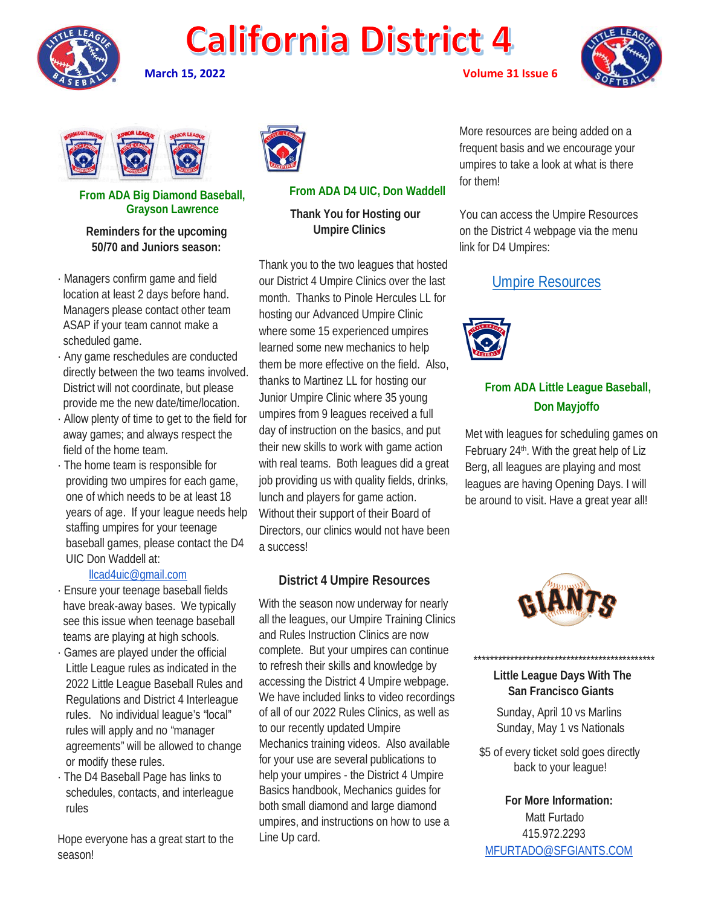# California District 4

**March 15, 2022** **Volume 31 Issue 6**

### From ADA Big Diamond Baseball, Grayson Lawrence

**Reminders for the upcoming 50/70 and Juniors season:**

- Managers confirm game and field location at least 2 days before hand. Managers please contact other team ASAP if your team cannot make a scheduled game.
- Any game reschedules are conducted directly between the two teams involved. District will not coordinate, but please provide me the new date/time/location.
- Allow plenty of time to get to the field for away games; and always respect the field of the home team.
- The home team is responsible for providing two umpires for each game, one of which needs to be at least 18 years of age. If your league needs help staffing umpires for your teenage baseball games, please contact the D4 UIC Don Waddell at: llcad4uic@gmail.com
- Ensure your teenage baseball fields have break-away bases. We typically see this issue when teenage baseball teams are playing at high schools.
- Games are played under the official Little League rules as indicated in the 2022 Little League Baseball Rules and Regulations and District 4 Interleague rules. No individual league's "local" rules will apply and no "manager agreements" will be allowed to change or modify these rules.
- The D4 Baseball Page has links to schedules, contacts, and interleague rules

Hope everyone has a great start to the season!

### From ADA D4 UIC, Don Waddell

**Thank You for Hosting our Umpire Clinics**

Thank you to the two leagues that hosted our District 4 Umpire Clinics over the last month. Thanks to Pinole Hercules LL for hosting our Advanced Umpire Clinic where some 15 experienced umpires learned some new mechanics to help them be more effective on the field. Also, thanks to Martinez LL for hosting our Junior Umpire Clinic where 35 young umpires from 9 leagues received a full day of instruction on the basics, and put their new skills to work with game action with real teams. Both leagues did a great job providing us with quality fields, drinks, lunch and players for game action. Without their support of their Board of Directors, our clinics would not have been a success!

**District 4 Umpire Resources**

With the season now underway for nearly all the leagues, our Umpire Training Clinics and Rules Instruction Clinics are now complete. But your umpires can continue to refresh their skills and knowledge by accessing the District 4 Umpire webpage. We have included links to video recordings of all of our 2022 Rules Clinics, as well as to our recently updated Umpire Mechanics training videos. Also available for your use are several publications to help your umpires - the District 4 Umpire Basics handbook, Mechanics guides for both small diamond and large diamond umpires, and instructions on how to use a Line Up card.

More resources are being added on a frequent basis and we encourage your umpires to take a look at what is there for them!

You can access the Umpire Resources on the District 4 webpage via the menu link for D4 Umpires:

Umpire Resources

### From ADA Little League Baseball, Don Mayjoffo

Met with leagues for scheduling games on February 24th. With the great help of Liz Berg, all leagues are playing and most leagues are having Opening Days. I will be around to visit. Have a great year all!

GIANTS

**************************************************

**Little League Days With The San Francisco Giants**

Sunday, April 10 vs Marlins
Sunday, May 1 vs Nationals

$5 of every ticket sold goes directly back to your league!

**For More Information:**
Matt Furtado
415.972.2293
MFURTADO@SFGIANTS.COM